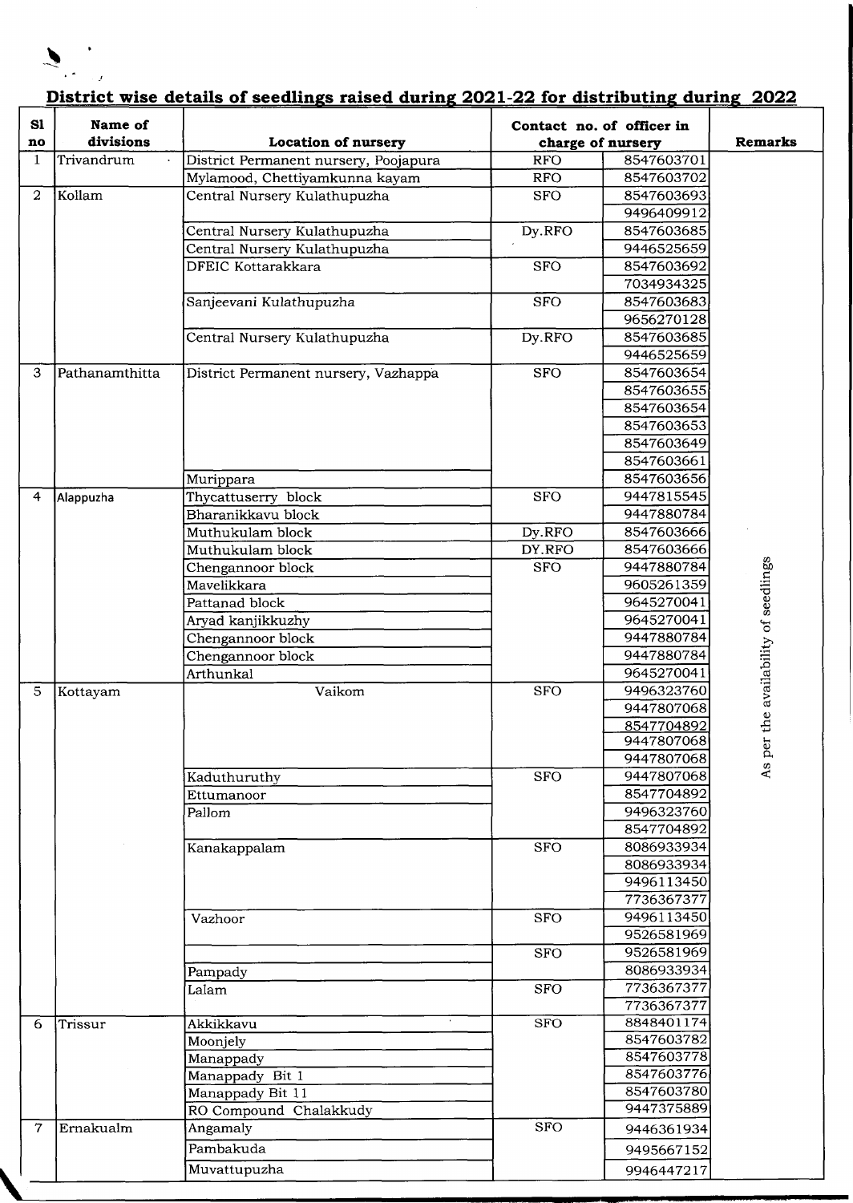## District wise details of seedlings raised during 2021-22 for distributing during 2022

| Sl no | Name of divisions | Location of nursery | Contact no. of officer in charge of nursery | | Remarks |
|---|---|---|---|---|---|
| 1 | Trivandrum | District Permanent nursery, Poojapura | RFO | 8547603701 | As per the availability of seedlings |
| | | Mylamood, Chettiyamkunna kayam | RFO | 8547603702 | |
| 2 | Kollam | Central Nursery Kulathupuzha | SFO | 8547603693 | |
| | | | | 9496409912 | |
| | | Central Nursery Kulathupuzha | Dy.RFO | 8547603685 | |
| | | Central Nursery Kulathupuzha | | 9446525659 | |
| | | DFEIC Kottarakkara | SFO | 8547603692 | |
| | | | | 7034934325 | |
| | | Sanjeevani Kulathupuzha | SFO | 8547603683 | |
| | | | | 9656270128 | |
| | | Central Nursery Kulathupuzha | Dy.RFO | 8547603685 | |
| | | | | 9446525659 | |
| 3 | Pathanamthitta | District Permanent nursery, Vazhappa | SFO | 8547603654 | |
| | | | | 8547603655 | |
| | | | | 8547603654 | |
| | | | | 8547603653 | |
| | | | | 8547603649 | |
| | | | | 8547603661 | |
| | | Murippara | | 8547603656 | |
| 4 | Alappuzha | Thycattuserry block | SFO | 9447815545 | |
| | | Bharanikkavu block | | 9447880784 | |
| | | Muthukulam block | Dy.RFO | 8547603666 | |
| | | Muthukulam block | DY.RFO | 8547603666 | |
| | | Chengannoor block | SFO | 9447880784 | |
| | | Mavelikkara | | 9605261359 | |
| | | Pattanad block | | 9645270041 | |
| | | Aryad kanjikkuzhy | | 9645270041 | |
| | | Chengannoor block | | 9447880784 | |
| | | Chengannoor block | | 9447880784 | |
| | | Arthunkal | | 9645270041 | |
| 5 | Kottayam | Vaikom | SFO | 9496323760 | |
| | | | | 9447807068 | |
| | | | | 8547704892 | |
| | | | | 9447807068 | |
| | | | | 9447807068 | |
| | | Kaduthuruthy | SFO | 9447807068 | |
| | | Ettumanoor | | 8547704892 | |
| | | Pallom | | 9496323760 | |
| | | | | 8547704892 | |
| | | Kanakappalam | SFO | 8086933934 | |
| | | | | 8086933934 | |
| | | | | 9496113450 | |
| | | | | 7736367377 | |
| | | Vazhoor | SFO | 9496113450 | |
| | | | | 9526581969 | |
| | | | SFO | 9526581969 | |
| | | Pampady | | 8086933934 | |
| | | Lalam | SFO | 7736367377 | |
| | | | | 7736367377 | |
| 6 | Trissur | Akkikkavu | SFO | 8848401174 | |
| | | Moonjely | | 8547603782 | |
| | | Manappady | | 8547603778 | |
| | | Manappady Bit 1 | | 8547603776 | |
| | | Manappady Bit 11 | | 8547603780 | |
| | | RO Compound Chalakkudy | | 9447375889 | |
| 7 | Ernakualm | Angamaly | SFO | 9446361934 | |
| | | Pambakuda | | 9495667152 | |
| | | Muvattupuzha | | 9946447217 | |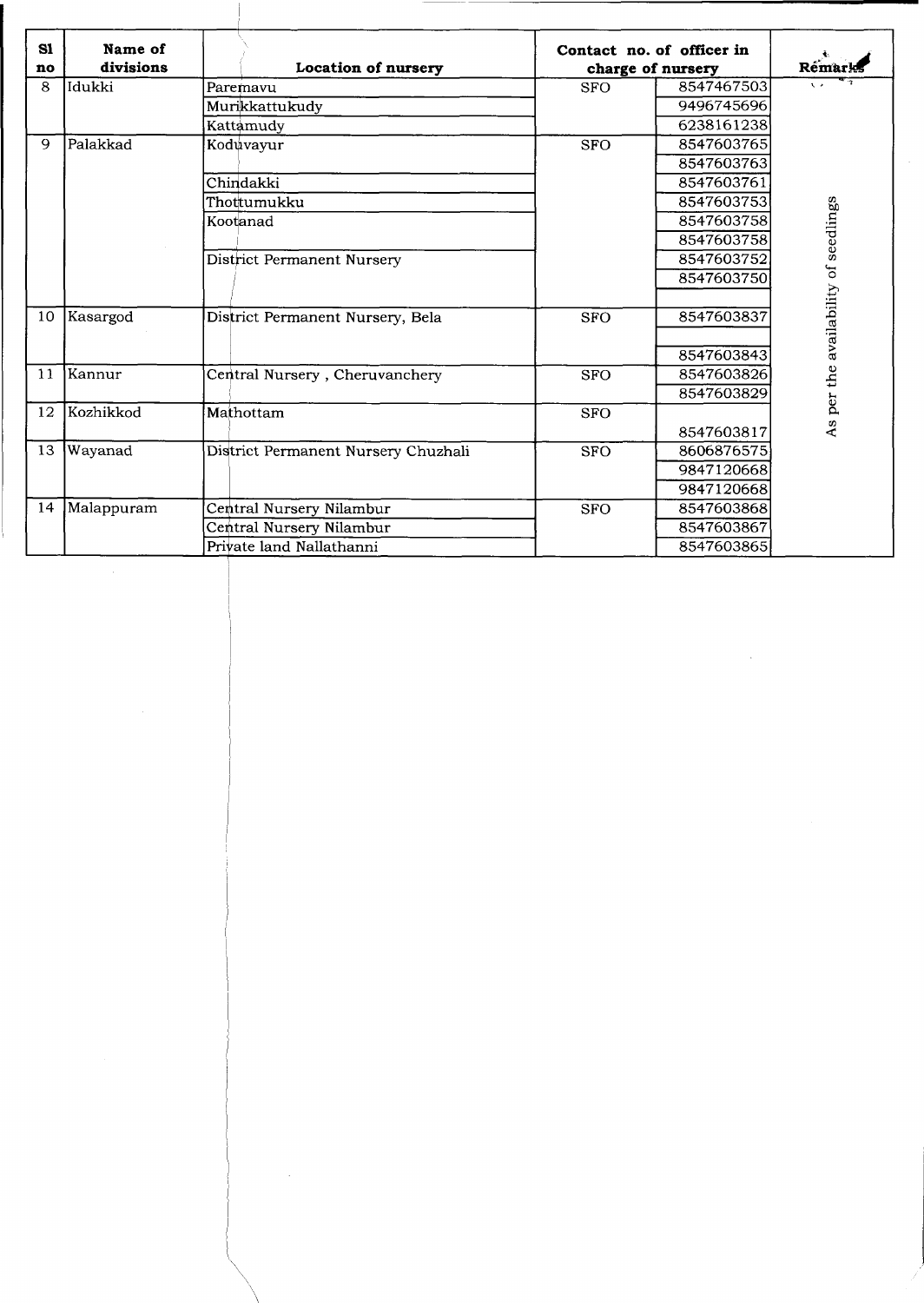| Sl no | Name of divisions | Location of nursery | Contact no. of officer in charge of nursery | | Remarks |
|---|---|---|---|---|---|
| 8 | Idukki | Paremavu | SFO | 8547467503 | As per the availability of seedlings |
| | | Murikkattukudy | | 9496745696 | |
| | | Kattamudy | | 6238161238 | |
| 9 | Palakkad | Koduvayur | SFO | 8547603765 | |
| | | | | 8547603763 | |
| | | Chindakki | | 8547603761 | |
| | | Thottumukku | | 8547603753 | |
| | | Kootanad | | 8547603758 | |
| | | | | 8547603758 | |
| | | District Permanent Nursery | | 8547603752 | |
| | | | | 8547603750 | |
| | | | | | |
| 10 | Kasargod | District Permanent Nursery, Bela | SFO | 8547603837 | |
| | | | | | |
| | | | | 8547603843 | |
| 11 | Kannur | Central Nursery , Cheruvanchery | SFO | 8547603826 | |
| | | | | 8547603829 | |
| 12 | Kozhikkod | Mathottam | SFO | 8547603817 | |
| 13 | Wayanad | District Permanent Nursery Chuzhali | SFO | 8606876575 | |
| | | | | 9847120668 | |
| | | | | 9847120668 | |
| 14 | Malappuram | Central Nursery Nilambur | SFO | 8547603868 | |
| | | Central Nursery Nilambur | | 8547603867 | |
| | | Private land Nallathanni | | 8547603865 | |